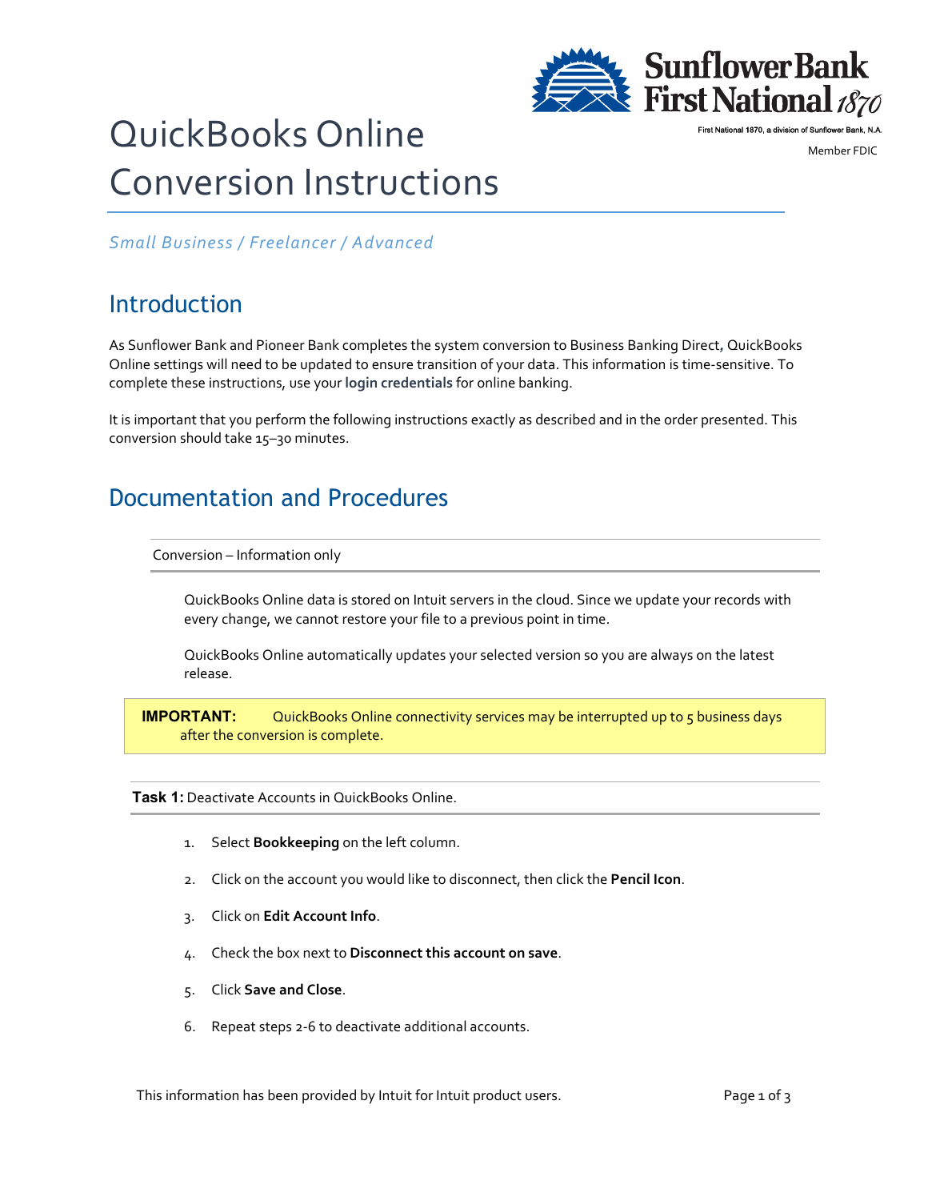# QuickBooks Online Conversion Instructions

First National 1870, a division of Sunflower Bank, N.A.

Member FDIC

*Small Business / Freelancer / Advanced*

## Introduction

As Sunflower Bank and Pioneer Bank completes the system conversion to Business Banking Direct, QuickBooks Online settings will need to be updated to ensure transition of your data. This information is time-sensitive. To complete these instructions, use your **login credentials** for online banking.

It is important that you perform the following instructions exactly as described and in the order presented. This conversion should take 15–30 minutes.

## Documentation and Procedures

Conversion – Information only

QuickBooks Online data is stored on Intuit servers in the cloud. Since we update your records with every change, we cannot restore your file to a previous point in time.

QuickBooks Online automatically updates your selected version so you are always on the latest release.

**IMPORTANT:** QuickBooks Online connectivity services may be interrupted up to 5 business days after the conversion is complete.

**Task 1:** Deactivate Accounts in QuickBooks Online.

1. Select **Bookkeeping** on the left column.
2. Click on the account you would like to disconnect, then click the **Pencil Icon**.
3. Click on **Edit Account Info**.
4. Check the box next to **Disconnect this account on save**.
5. Click **Save and Close**.
6. Repeat steps 2-6 to deactivate additional accounts.

This information has been provided by Intuit for Intuit product users.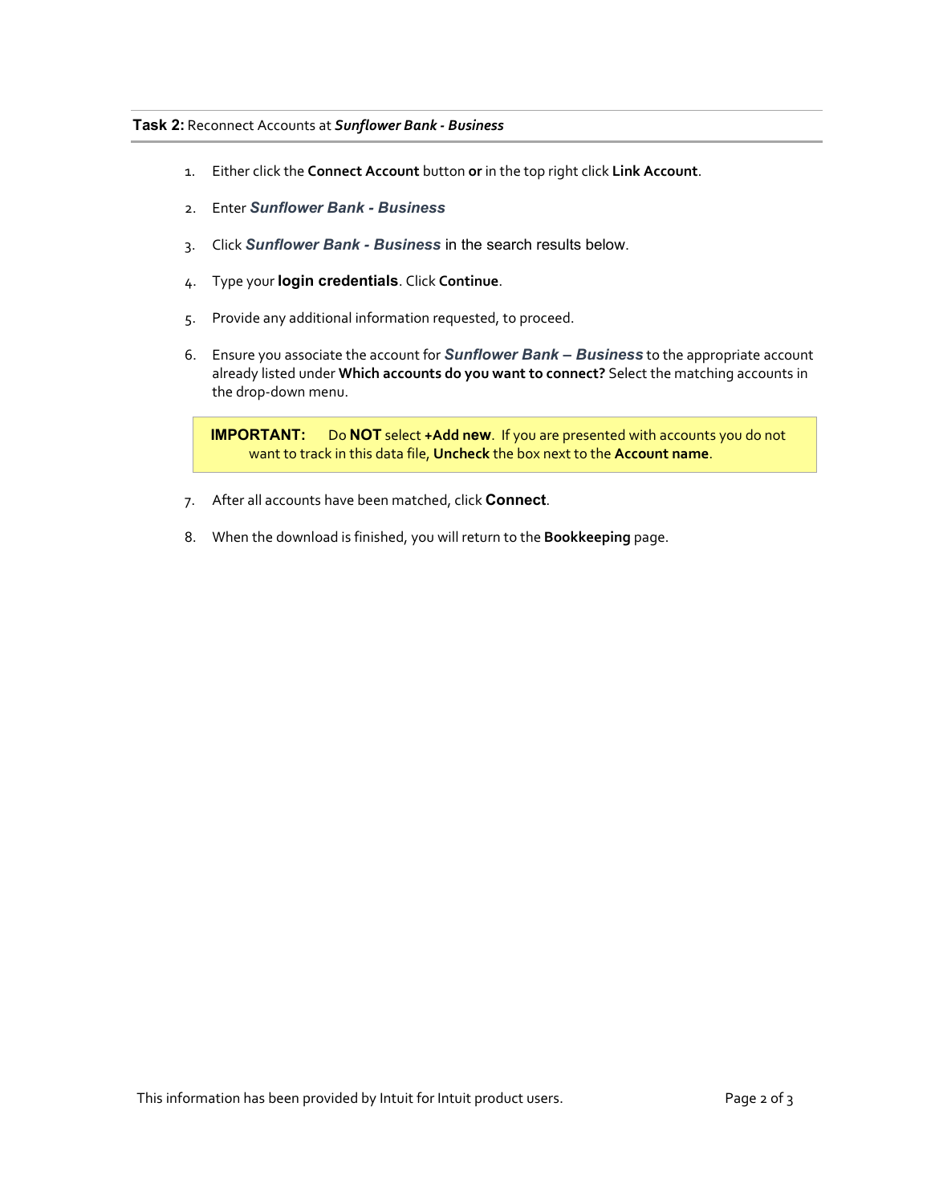**Task 2:** Reconnect Accounts at ***Sunflower Bank - Business***

1. Either click the **Connect Account** button **or** in the top right click **Link Account**.
2. Enter ***Sunflower Bank - Business***
3. Click ***Sunflower Bank - Business*** in the search results below.
4. Type your **login credentials**. Click **Continue**.
5. Provide any additional information requested, to proceed.
6. Ensure you associate the account for ***Sunflower Bank – Business*** to the appropriate account already listed under **Which accounts do you want to connect?** Select the matching accounts in the drop-down menu.

> **IMPORTANT:** Do **NOT** select **+Add new**. If you are presented with accounts you do not want to track in this data file, **Uncheck** the box next to the **Account name**.

7. After all accounts have been matched, click **Connect**.
8. When the download is finished, you will return to the **Bookkeeping** page.

This information has been provided by Intuit for Intuit product users.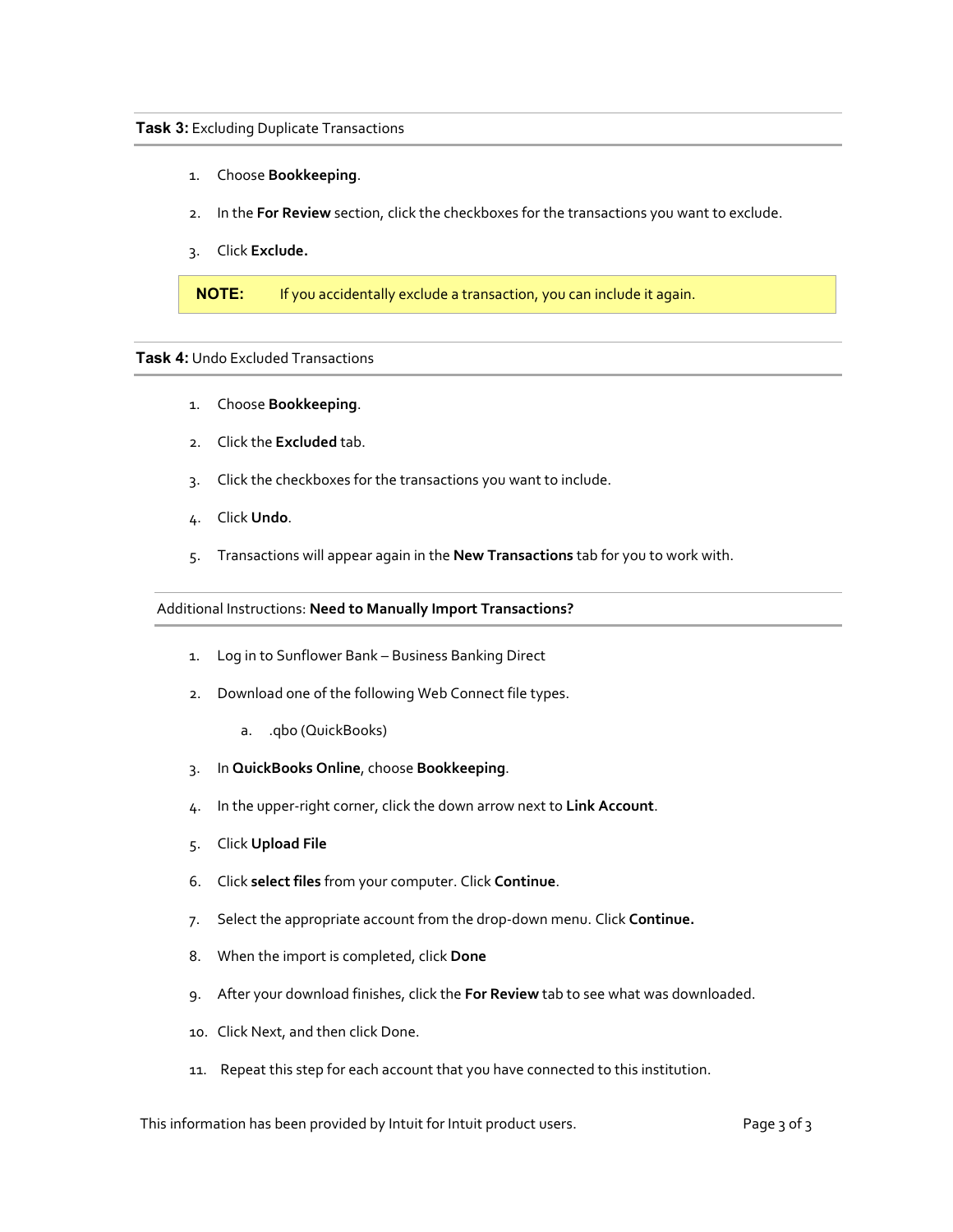### **Task 3:** Excluding Duplicate Transactions

1. Choose **Bookkeeping**.
2. In the **For Review** section, click the checkboxes for the transactions you want to exclude.
3. Click **Exclude.**

**NOTE:** If you accidentally exclude a transaction, you can include it again.

### **Task 4:** Undo Excluded Transactions

1. Choose **Bookkeeping**.
2. Click the **Excluded** tab.
3. Click the checkboxes for the transactions you want to include.
4. Click **Undo**.
5. Transactions will appear again in the **New Transactions** tab for you to work with.

### Additional Instructions: **Need to Manually Import Transactions?**

1. Log in to Sunflower Bank – Business Banking Direct
2. Download one of the following Web Connect file types.
   a. .qbo (QuickBooks)
3. In **QuickBooks Online**, choose **Bookkeeping**.
4. In the upper-right corner, click the down arrow next to **Link Account**.
5. Click **Upload File**
6. Click **select files** from your computer. Click **Continue**.
7. Select the appropriate account from the drop-down menu. Click **Continue.**
8. When the import is completed, click **Done**
9. After your download finishes, click the **For Review** tab to see what was downloaded.
10. Click Next, and then click Done.
11. Repeat this step for each account that you have connected to this institution.

This information has been provided by Intuit for Intuit product users.